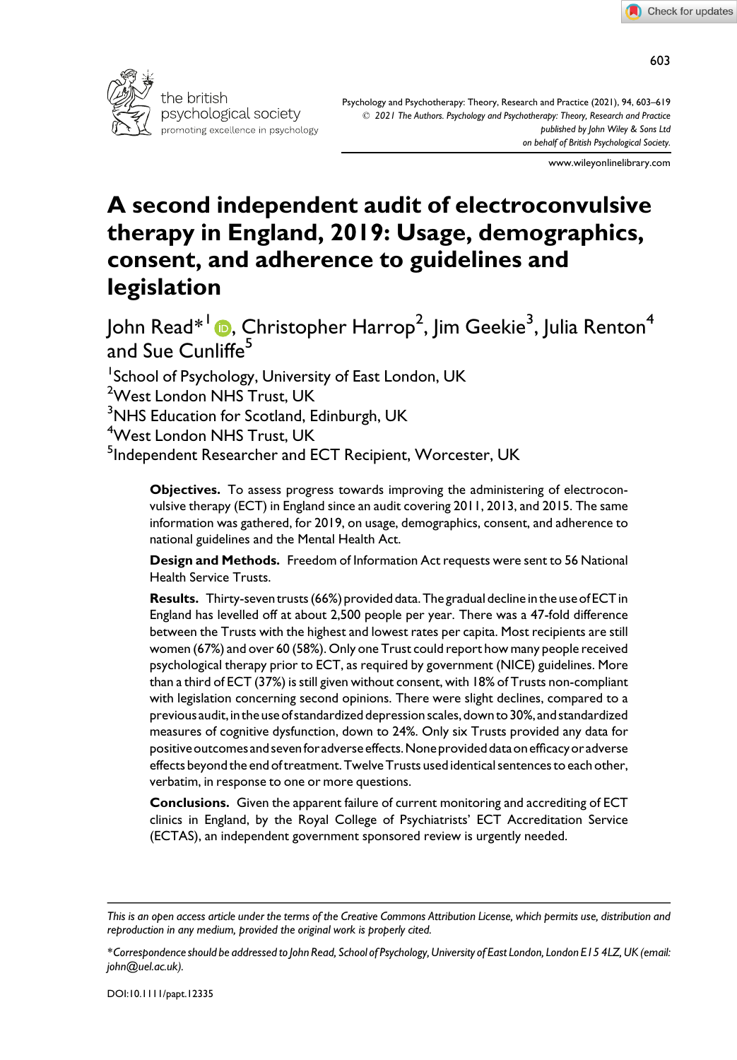# A second independent audit of electroconvulsive therapy in England, 2019: Usage, demographics, consent, and adherence to guidelines and legislation

John Read*[1], Christopher Harrop[2], Jim Geekie[3], Julia Renton[4] and Sue Cunliffe[5]

[1]School of Psychology, University of East London, UK
[2]West London NHS Trust, UK
[3]NHS Education for Scotland, Edinburgh, UK
[4]West London NHS Trust, UK
[5]Independent Researcher and ECT Recipient, Worcester, UK

**Objectives.** To assess progress towards improving the administering of electroconvulsive therapy (ECT) in England since an audit covering 2011, 2013, and 2015. The same information was gathered, for 2019, on usage, demographics, consent, and adherence to national guidelines and the Mental Health Act.

**Design and Methods.** Freedom of Information Act requests were sent to 56 National Health Service Trusts.

**Results.** Thirty-seven trusts (66%) provided data. The gradual decline in the use of ECT in England has levelled off at about 2,500 people per year. There was a 47-fold difference between the Trusts with the highest and lowest rates per capita. Most recipients are still women (67%) and over 60 (58%). Only one Trust could report how many people received psychological therapy prior to ECT, as required by government (NICE) guidelines. More than a third of ECT (37%) is still given without consent, with 18% of Trusts non-compliant with legislation concerning second opinions. There were slight declines, compared to a previous audit, in the use of standardized depression scales, down to 30%, and standardized measures of cognitive dysfunction, down to 24%. Only six Trusts provided any data for positive outcomes and seven for adverse effects. None provided data on efficacy or adverse effects beyond the end of treatment. Twelve Trusts used identical sentences to each other, verbatim, in response to one or more questions.

**Conclusions.** Given the apparent failure of current monitoring and accrediting of ECT clinics in England, by the Royal College of Psychiatrists' ECT Accreditation Service (ECTAS), an independent government sponsored review is urgently needed.

*This is an open access article under the terms of the Creative Commons Attribution License, which permits use, distribution and reproduction in any medium, provided the original work is properly cited.*

*Correspondence should be addressed to John Read, School of Psychology, University of East London, London E15 4LZ, UK (email: john@uel.ac.uk).*

DOI:10.1111/papt.12335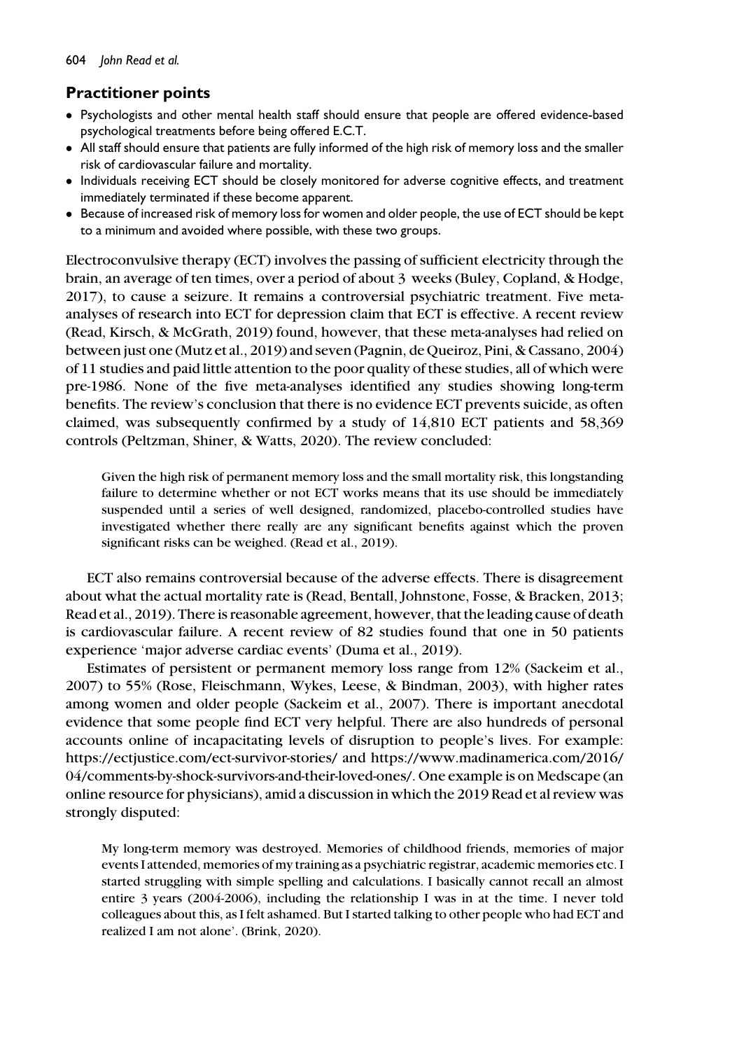## Practitioner points

- Psychologists and other mental health staff should ensure that people are offered evidence-based psychological treatments before being offered E.C.T.
- All staff should ensure that patients are fully informed of the high risk of memory loss and the smaller risk of cardiovascular failure and mortality.
- Individuals receiving ECT should be closely monitored for adverse cognitive effects, and treatment immediately terminated if these become apparent.
- Because of increased risk of memory loss for women and older people, the use of ECT should be kept to a minimum and avoided where possible, with these two groups.

Electroconvulsive therapy (ECT) involves the passing of sufficient electricity through the brain, an average of ten times, over a period of about 3 weeks (Buley, Copland, & Hodge, 2017), to cause a seizure. It remains a controversial psychiatric treatment. Five meta-analyses of research into ECT for depression claim that ECT is effective. A recent review (Read, Kirsch, & McGrath, 2019) found, however, that these meta-analyses had relied on between just one (Mutz et al., 2019) and seven (Pagnin, de Queiroz, Pini, & Cassano, 2004) of 11 studies and paid little attention to the poor quality of these studies, all of which were pre-1986. None of the five meta-analyses identified any studies showing long-term benefits. The review's conclusion that there is no evidence ECT prevents suicide, as often claimed, was subsequently confirmed by a study of 14,810 ECT patients and 58,369 controls (Peltzman, Shiner, & Watts, 2020). The review concluded:

> Given the high risk of permanent memory loss and the small mortality risk, this longstanding failure to determine whether or not ECT works means that its use should be immediately suspended until a series of well designed, randomized, placebo-controlled studies have investigated whether there really are any significant benefits against which the proven significant risks can be weighed. (Read et al., 2019).

ECT also remains controversial because of the adverse effects. There is disagreement about what the actual mortality rate is (Read, Bentall, Johnstone, Fosse, & Bracken, 2013; Read et al., 2019). There is reasonable agreement, however, that the leading cause of death is cardiovascular failure. A recent review of 82 studies found that one in 50 patients experience 'major adverse cardiac events' (Duma et al., 2019).

Estimates of persistent or permanent memory loss range from 12% (Sackeim et al., 2007) to 55% (Rose, Fleischmann, Wykes, Leese, & Bindman, 2003), with higher rates among women and older people (Sackeim et al., 2007). There is important anecdotal evidence that some people find ECT very helpful. There are also hundreds of personal accounts online of incapacitating levels of disruption to people's lives. For example: https://ectjustice.com/ect-survivor-stories/ and https://www.madinamerica.com/2016/04/comments-by-shock-survivors-and-their-loved-ones/. One example is on Medscape (an online resource for physicians), amid a discussion in which the 2019 Read et al review was strongly disputed:

> My long-term memory was destroyed. Memories of childhood friends, memories of major events I attended, memories of my training as a psychiatric registrar, academic memories etc. I started struggling with simple spelling and calculations. I basically cannot recall an almost entire 3 years (2004-2006), including the relationship I was in at the time. I never told colleagues about this, as I felt ashamed. But I started talking to other people who had ECT and realized I am not alone'. (Brink, 2020).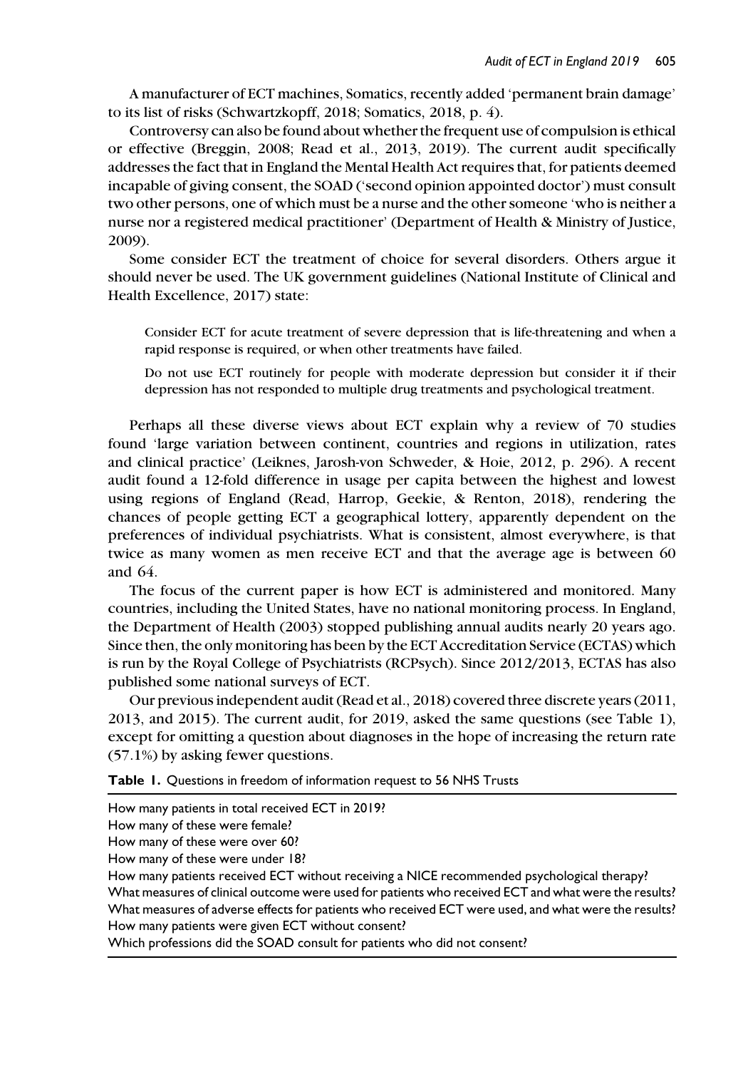A manufacturer of ECT machines, Somatics, recently added 'permanent brain damage' to its list of risks (Schwartzkopff, 2018; Somatics, 2018, p. 4).

Controversy can also be found about whether the frequent use of compulsion is ethical or effective (Breggin, 2008; Read et al., 2013, 2019). The current audit specifically addresses the fact that in England the Mental Health Act requires that, for patients deemed incapable of giving consent, the SOAD ('second opinion appointed doctor') must consult two other persons, one of which must be a nurse and the other someone 'who is neither a nurse nor a registered medical practitioner' (Department of Health & Ministry of Justice, 2009).

Some consider ECT the treatment of choice for several disorders. Others argue it should never be used. The UK government guidelines (National Institute of Clinical and Health Excellence, 2017) state:

> Consider ECT for acute treatment of severe depression that is life-threatening and when a rapid response is required, or when other treatments have failed.
>
> Do not use ECT routinely for people with moderate depression but consider it if their depression has not responded to multiple drug treatments and psychological treatment.

Perhaps all these diverse views about ECT explain why a review of 70 studies found 'large variation between continent, countries and regions in utilization, rates and clinical practice' (Leiknes, Jarosh-von Schweder, & Hoie, 2012, p. 296). A recent audit found a 12-fold difference in usage per capita between the highest and lowest using regions of England (Read, Harrop, Geekie, & Renton, 2018), rendering the chances of people getting ECT a geographical lottery, apparently dependent on the preferences of individual psychiatrists. What is consistent, almost everywhere, is that twice as many women as men receive ECT and that the average age is between 60 and 64.

The focus of the current paper is how ECT is administered and monitored. Many countries, including the United States, have no national monitoring process. In England, the Department of Health (2003) stopped publishing annual audits nearly 20 years ago. Since then, the only monitoring has been by the ECT Accreditation Service (ECTAS) which is run by the Royal College of Psychiatrists (RCPsych). Since 2012/2013, ECTAS has also published some national surveys of ECT.

Our previous independent audit (Read et al., 2018) covered three discrete years (2011, 2013, and 2015). The current audit, for 2019, asked the same questions (see Table 1), except for omitting a question about diagnoses in the hope of increasing the return rate (57.1%) by asking fewer questions.

**Table 1.** Questions in freedom of information request to 56 NHS Trusts

| |
|---|
| How many patients in total received ECT in 2019? |
| How many of these were female? |
| How many of these were over 60? |
| How many of these were under 18? |
| How many patients received ECT without receiving a NICE recommended psychological therapy? |
| What measures of clinical outcome were used for patients who received ECT and what were the results? |
| What measures of adverse effects for patients who received ECT were used, and what were the results? |
| How many patients were given ECT without consent? |
| Which professions did the SOAD consult for patients who did not consent? |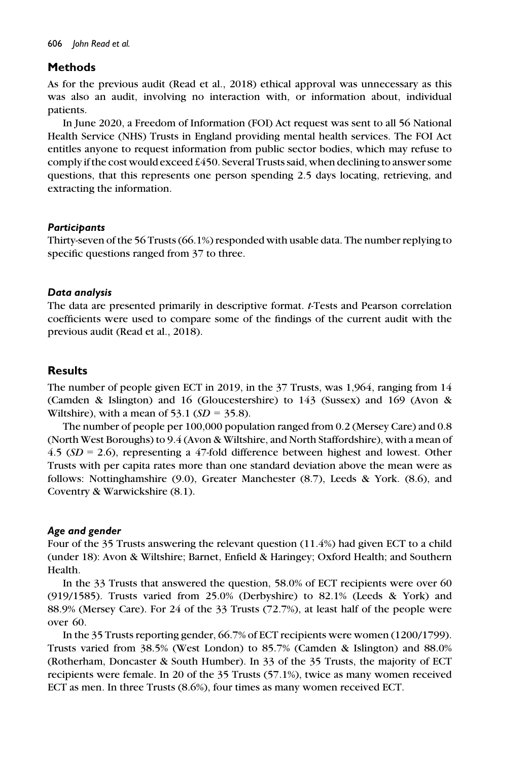## Methods

As for the previous audit (Read et al., 2018) ethical approval was unnecessary as this was also an audit, involving no interaction with, or information about, individual patients.

In June 2020, a Freedom of Information (FOI) Act request was sent to all 56 National Health Service (NHS) Trusts in England providing mental health services. The FOI Act entitles anyone to request information from public sector bodies, which may refuse to comply if the cost would exceed £450. Several Trusts said, when declining to answer some questions, that this represents one person spending 2.5 days locating, retrieving, and extracting the information.

### Participants

Thirty-seven of the 56 Trusts (66.1%) responded with usable data. The number replying to specific questions ranged from 37 to three.

### Data analysis

The data are presented primarily in descriptive format. *t*-Tests and Pearson correlation coefficients were used to compare some of the findings of the current audit with the previous audit (Read et al., 2018).

## Results

The number of people given ECT in 2019, in the 37 Trusts, was 1,964, ranging from 14 (Camden & Islington) and 16 (Gloucestershire) to 143 (Sussex) and 169 (Avon & Wiltshire), with a mean of 53.1 ($SD$ = 35.8).

The number of people per 100,000 population ranged from 0.2 (Mersey Care) and 0.8 (North West Boroughs) to 9.4 (Avon & Wiltshire, and North Staffordshire), with a mean of 4.5 ($SD$ = 2.6), representing a 47-fold difference between highest and lowest. Other Trusts with per capita rates more than one standard deviation above the mean were as follows: Nottinghamshire (9.0), Greater Manchester (8.7), Leeds & York. (8.6), and Coventry & Warwickshire (8.1).

### Age and gender

Four of the 35 Trusts answering the relevant question (11.4%) had given ECT to a child (under 18): Avon & Wiltshire; Barnet, Enfield & Haringey; Oxford Health; and Southern Health.

In the 33 Trusts that answered the question, 58.0% of ECT recipients were over 60 (919/1585). Trusts varied from 25.0% (Derbyshire) to 82.1% (Leeds & York) and 88.9% (Mersey Care). For 24 of the 33 Trusts (72.7%), at least half of the people were over 60.

In the 35 Trusts reporting gender, 66.7% of ECT recipients were women (1200/1799). Trusts varied from 38.5% (West London) to 85.7% (Camden & Islington) and 88.0% (Rotherham, Doncaster & South Humber). In 33 of the 35 Trusts, the majority of ECT recipients were female. In 20 of the 35 Trusts (57.1%), twice as many women received ECT as men. In three Trusts (8.6%), four times as many women received ECT.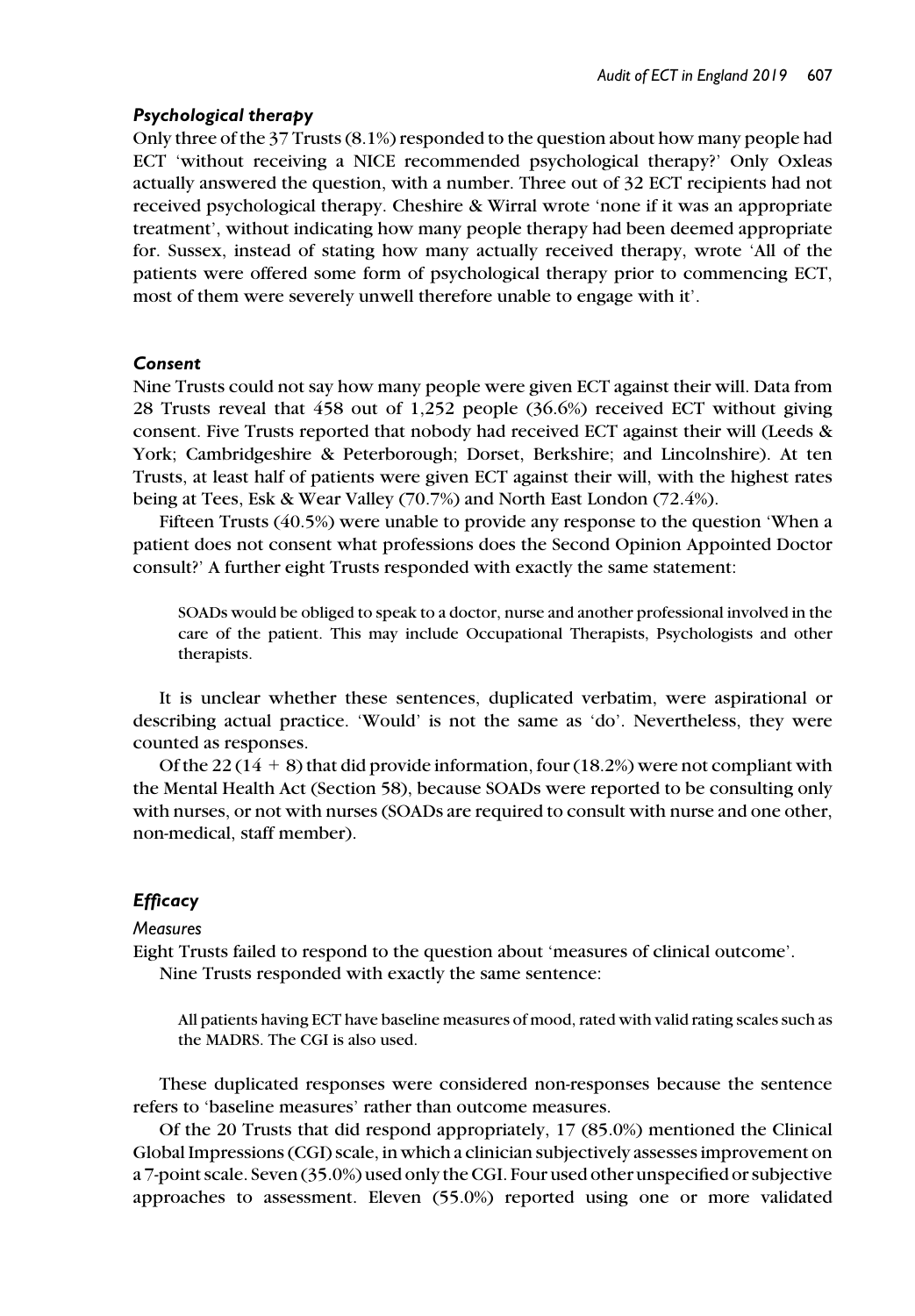### *Psychological therapy*

Only three of the 37 Trusts (8.1%) responded to the question about how many people had ECT 'without receiving a NICE recommended psychological therapy?' Only Oxleas actually answered the question, with a number. Three out of 32 ECT recipients had not received psychological therapy. Cheshire & Wirral wrote 'none if it was an appropriate treatment', without indicating how many people therapy had been deemed appropriate for. Sussex, instead of stating how many actually received therapy, wrote 'All of the patients were offered some form of psychological therapy prior to commencing ECT, most of them were severely unwell therefore unable to engage with it'.

### *Consent*

Nine Trusts could not say how many people were given ECT against their will. Data from 28 Trusts reveal that 458 out of 1,252 people (36.6%) received ECT without giving consent. Five Trusts reported that nobody had received ECT against their will (Leeds & York; Cambridgeshire & Peterborough; Dorset, Berkshire; and Lincolnshire). At ten Trusts, at least half of patients were given ECT against their will, with the highest rates being at Tees, Esk & Wear Valley (70.7%) and North East London (72.4%).

Fifteen Trusts (40.5%) were unable to provide any response to the question 'When a patient does not consent what professions does the Second Opinion Appointed Doctor consult?' A further eight Trusts responded with exactly the same statement:

> SOADs would be obliged to speak to a doctor, nurse and another professional involved in the care of the patient. This may include Occupational Therapists, Psychologists and other therapists.

It is unclear whether these sentences, duplicated verbatim, were aspirational or describing actual practice. 'Would' is not the same as 'do'. Nevertheless, they were counted as responses.

Of the 22 (14 + 8) that did provide information, four (18.2%) were not compliant with the Mental Health Act (Section 58), because SOADs were reported to be consulting only with nurses, or not with nurses (SOADs are required to consult with nurse and one other, non-medical, staff member).

### *Efficacy*

#### *Measures*

Eight Trusts failed to respond to the question about 'measures of clinical outcome'.

Nine Trusts responded with exactly the same sentence:

> All patients having ECT have baseline measures of mood, rated with valid rating scales such as the MADRS. The CGI is also used.

These duplicated responses were considered non-responses because the sentence refers to 'baseline measures' rather than outcome measures.

Of the 20 Trusts that did respond appropriately, 17 (85.0%) mentioned the Clinical Global Impressions (CGI) scale, in which a clinician subjectively assesses improvement on a 7-point scale. Seven (35.0%) used only the CGI. Four used other unspecified or subjective approaches to assessment. Eleven (55.0%) reported using one or more validated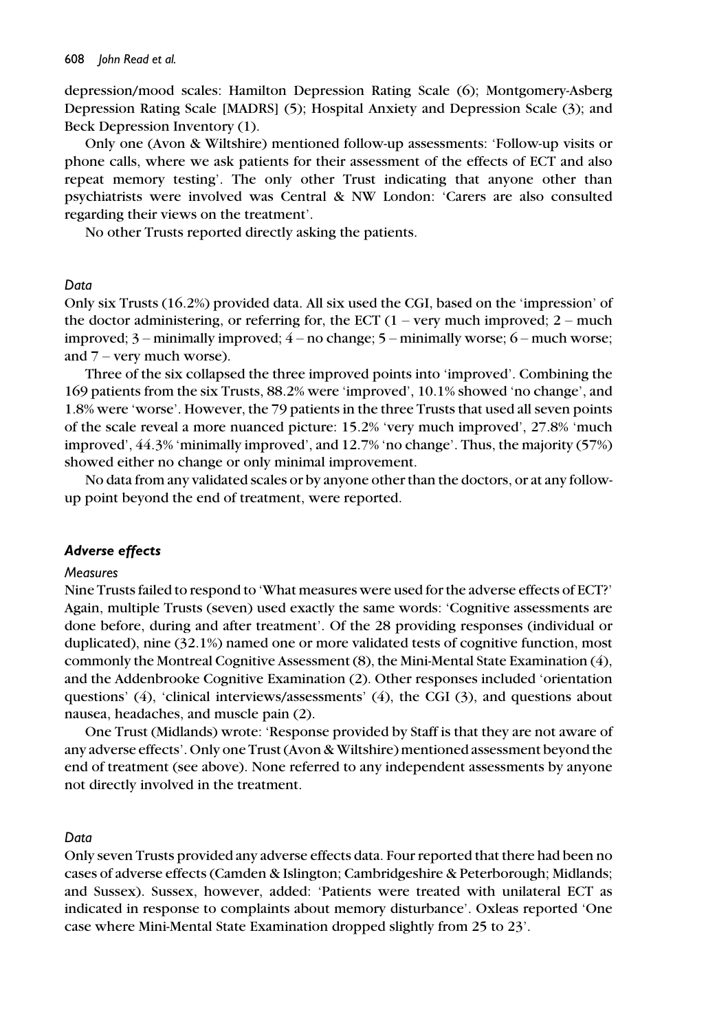depression/mood scales: Hamilton Depression Rating Scale (6); Montgomery-Asberg Depression Rating Scale [MADRS] (5); Hospital Anxiety and Depression Scale (3); and Beck Depression Inventory (1).

Only one (Avon & Wiltshire) mentioned follow-up assessments: 'Follow-up visits or phone calls, where we ask patients for their assessment of the effects of ECT and also repeat memory testing'. The only other Trust indicating that anyone other than psychiatrists were involved was Central & NW London: 'Carers are also consulted regarding their views on the treatment'.

No other Trusts reported directly asking the patients.

#### *Data*

Only six Trusts (16.2%) provided data. All six used the CGI, based on the 'impression' of the doctor administering, or referring for, the ECT (1 – very much improved; 2 – much improved; 3 – minimally improved; 4 – no change; 5 – minimally worse; 6 – much worse; and 7 – very much worse).

Three of the six collapsed the three improved points into 'improved'. Combining the 169 patients from the six Trusts, 88.2% were 'improved', 10.1% showed 'no change', and 1.8% were 'worse'. However, the 79 patients in the three Trusts that used all seven points of the scale reveal a more nuanced picture: 15.2% 'very much improved', 27.8% 'much improved', 44.3% 'minimally improved', and 12.7% 'no change'. Thus, the majority (57%) showed either no change or only minimal improvement.

No data from any validated scales or by anyone other than the doctors, or at any follow-up point beyond the end of treatment, were reported.

### *Adverse effects*

#### *Measures*

Nine Trusts failed to respond to 'What measures were used for the adverse effects of ECT?' Again, multiple Trusts (seven) used exactly the same words: 'Cognitive assessments are done before, during and after treatment'. Of the 28 providing responses (individual or duplicated), nine (32.1%) named one or more validated tests of cognitive function, most commonly the Montreal Cognitive Assessment (8), the Mini-Mental State Examination (4), and the Addenbrooke Cognitive Examination (2). Other responses included 'orientation questions' (4), 'clinical interviews/assessments' (4), the CGI (3), and questions about nausea, headaches, and muscle pain (2).

One Trust (Midlands) wrote: 'Response provided by Staff is that they are not aware of any adverse effects'. Only one Trust (Avon & Wiltshire) mentioned assessment beyond the end of treatment (see above). None referred to any independent assessments by anyone not directly involved in the treatment.

#### *Data*

Only seven Trusts provided any adverse effects data. Four reported that there had been no cases of adverse effects (Camden & Islington; Cambridgeshire & Peterborough; Midlands; and Sussex). Sussex, however, added: 'Patients were treated with unilateral ECT as indicated in response to complaints about memory disturbance'. Oxleas reported 'One case where Mini-Mental State Examination dropped slightly from 25 to 23'.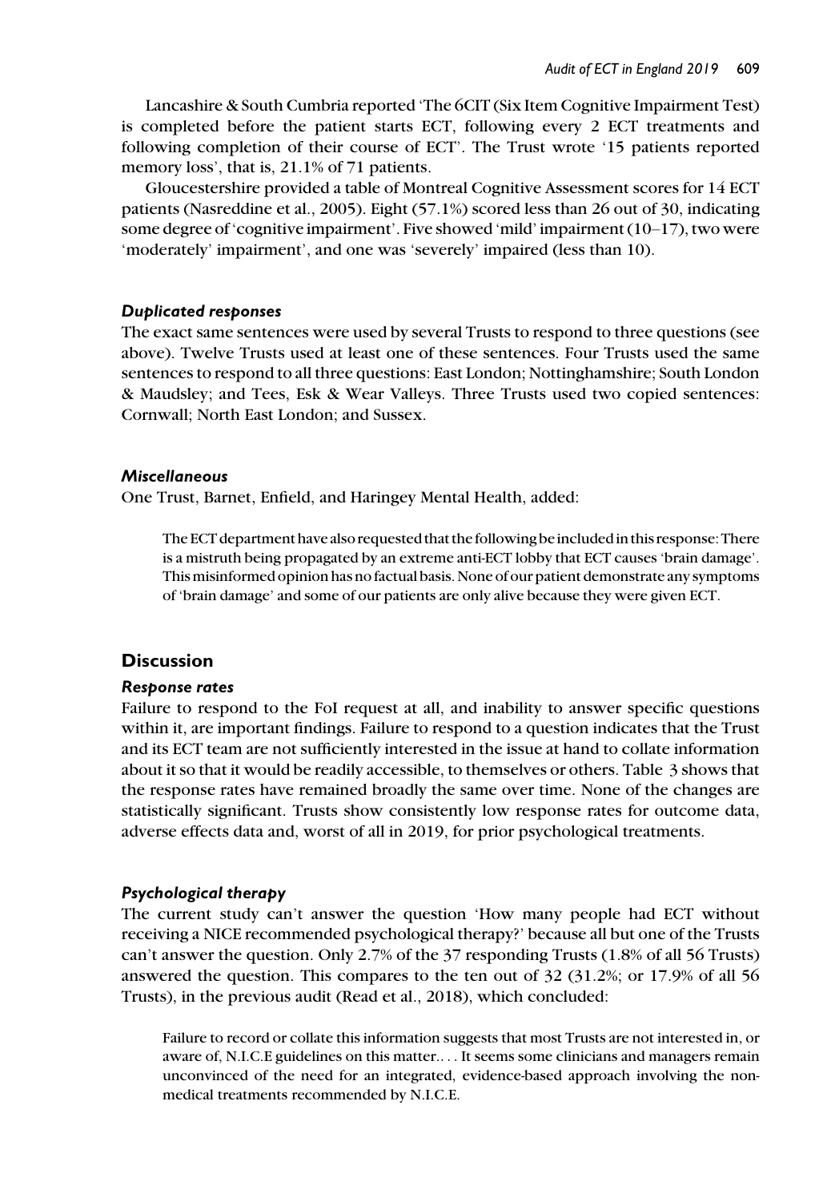Lancashire & South Cumbria reported 'The 6CIT (Six Item Cognitive Impairment Test) is completed before the patient starts ECT, following every 2 ECT treatments and following completion of their course of ECT'. The Trust wrote '15 patients reported memory loss', that is, 21.1% of 71 patients.

Gloucestershire provided a table of Montreal Cognitive Assessment scores for 14 ECT patients (Nasreddine et al., 2005). Eight (57.1%) scored less than 26 out of 30, indicating some degree of 'cognitive impairment'. Five showed 'mild' impairment (10–17), two were 'moderately' impairment', and one was 'severely' impaired (less than 10).

### *Duplicated responses*

The exact same sentences were used by several Trusts to respond to three questions (see above). Twelve Trusts used at least one of these sentences. Four Trusts used the same sentences to respond to all three questions: East London; Nottinghamshire; South London & Maudsley; and Tees, Esk & Wear Valleys. Three Trusts used two copied sentences: Cornwall; North East London; and Sussex.

### *Miscellaneous*

One Trust, Barnet, Enfield, and Haringey Mental Health, added:

> The ECT department have also requested that the following be included in this response: There is a mistruth being propagated by an extreme anti-ECT lobby that ECT causes 'brain damage'. This misinformed opinion has no factual basis. None of our patient demonstrate any symptoms of 'brain damage' and some of our patients are only alive because they were given ECT.

## Discussion

### *Response rates*

Failure to respond to the FoI request at all, and inability to answer specific questions within it, are important findings. Failure to respond to a question indicates that the Trust and its ECT team are not sufficiently interested in the issue at hand to collate information about it so that it would be readily accessible, to themselves or others. Table 3 shows that the response rates have remained broadly the same over time. None of the changes are statistically significant. Trusts show consistently low response rates for outcome data, adverse effects data and, worst of all in 2019, for prior psychological treatments.

### *Psychological therapy*

The current study can't answer the question 'How many people had ECT without receiving a NICE recommended psychological therapy?' because all but one of the Trusts can't answer the question. Only 2.7% of the 37 responding Trusts (1.8% of all 56 Trusts) answered the question. This compares to the ten out of 32 (31.2%; or 17.9% of all 56 Trusts), in the previous audit (Read et al., 2018), which concluded:

> Failure to record or collate this information suggests that most Trusts are not interested in, or aware of, N.I.C.E guidelines on this matter.... It seems some clinicians and managers remain unconvinced of the need for an integrated, evidence-based approach involving the non-medical treatments recommended by N.I.C.E.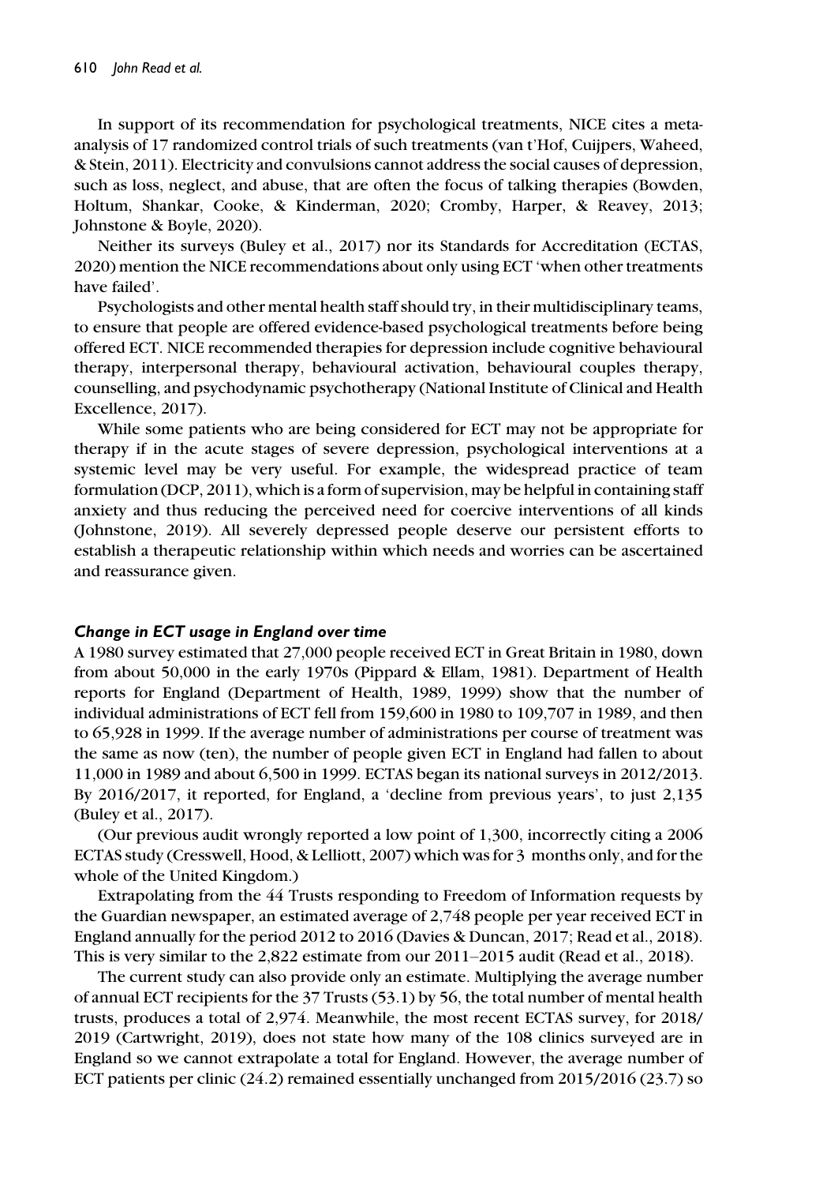In support of its recommendation for psychological treatments, NICE cites a meta-analysis of 17 randomized control trials of such treatments (van t'Hof, Cuijpers, Waheed, & Stein, 2011). Electricity and convulsions cannot address the social causes of depression, such as loss, neglect, and abuse, that are often the focus of talking therapies (Bowden, Holtum, Shankar, Cooke, & Kinderman, 2020; Cromby, Harper, & Reavey, 2013; Johnstone & Boyle, 2020).

Neither its surveys (Buley et al., 2017) nor its Standards for Accreditation (ECTAS, 2020) mention the NICE recommendations about only using ECT 'when other treatments have failed'.

Psychologists and other mental health staff should try, in their multidisciplinary teams, to ensure that people are offered evidence-based psychological treatments before being offered ECT. NICE recommended therapies for depression include cognitive behavioural therapy, interpersonal therapy, behavioural activation, behavioural couples therapy, counselling, and psychodynamic psychotherapy (National Institute of Clinical and Health Excellence, 2017).

While some patients who are being considered for ECT may not be appropriate for therapy if in the acute stages of severe depression, psychological interventions at a systemic level may be very useful. For example, the widespread practice of team formulation (DCP, 2011), which is a form of supervision, may be helpful in containing staff anxiety and thus reducing the perceived need for coercive interventions of all kinds (Johnstone, 2019). All severely depressed people deserve our persistent efforts to establish a therapeutic relationship within which needs and worries can be ascertained and reassurance given.

### *Change in ECT usage in England over time*

A 1980 survey estimated that 27,000 people received ECT in Great Britain in 1980, down from about 50,000 in the early 1970s (Pippard & Ellam, 1981). Department of Health reports for England (Department of Health, 1989, 1999) show that the number of individual administrations of ECT fell from 159,600 in 1980 to 109,707 in 1989, and then to 65,928 in 1999. If the average number of administrations per course of treatment was the same as now (ten), the number of people given ECT in England had fallen to about 11,000 in 1989 and about 6,500 in 1999. ECTAS began its national surveys in 2012/2013. By 2016/2017, it reported, for England, a 'decline from previous years', to just 2,135 (Buley et al., 2017).

(Our previous audit wrongly reported a low point of 1,300, incorrectly citing a 2006 ECTAS study (Cresswell, Hood, & Lelliott, 2007) which was for 3 months only, and for the whole of the United Kingdom.)

Extrapolating from the 44 Trusts responding to Freedom of Information requests by the Guardian newspaper, an estimated average of 2,748 people per year received ECT in England annually for the period 2012 to 2016 (Davies & Duncan, 2017; Read et al., 2018). This is very similar to the 2,822 estimate from our 2011–2015 audit (Read et al., 2018).

The current study can also provide only an estimate. Multiplying the average number of annual ECT recipients for the 37 Trusts (53.1) by 56, the total number of mental health trusts, produces a total of 2,974. Meanwhile, the most recent ECTAS survey, for 2018/2019 (Cartwright, 2019), does not state how many of the 108 clinics surveyed are in England so we cannot extrapolate a total for England. However, the average number of ECT patients per clinic (24.2) remained essentially unchanged from 2015/2016 (23.7) so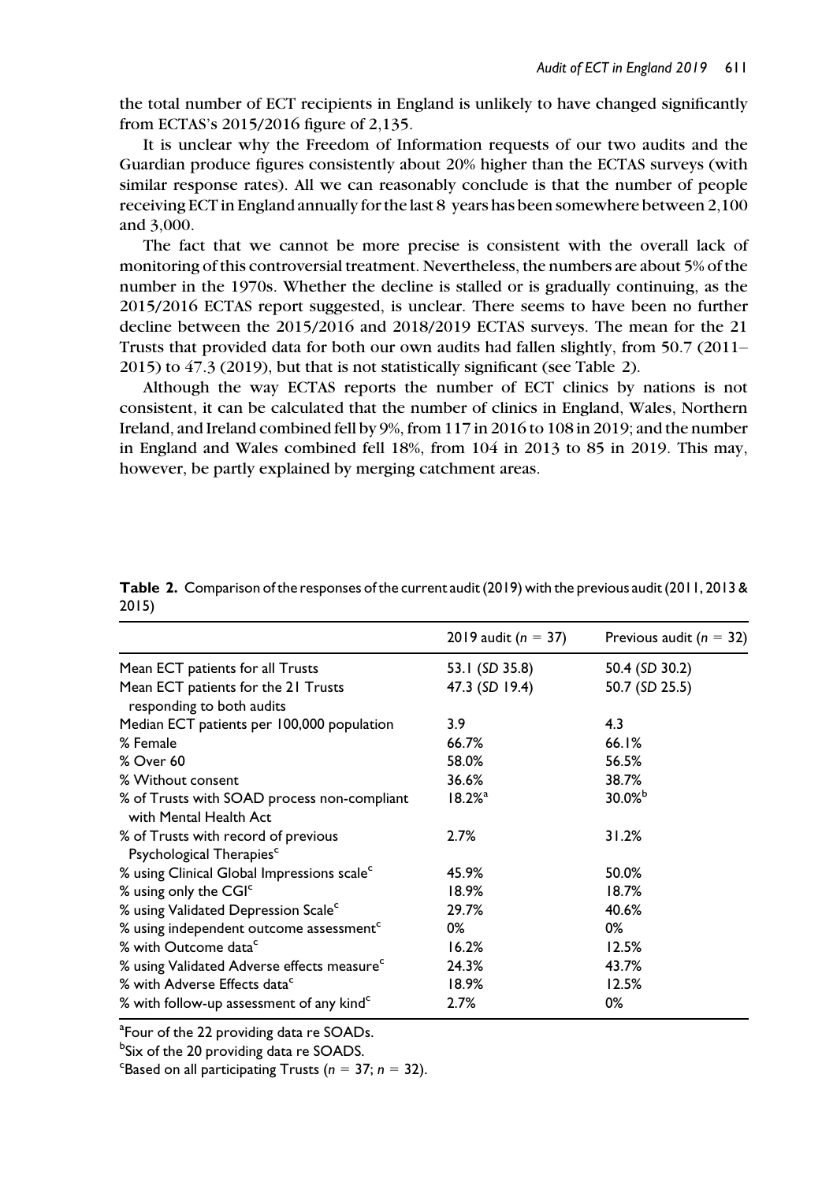the total number of ECT recipients in England is unlikely to have changed significantly from ECTAS's 2015/2016 figure of 2,135.

It is unclear why the Freedom of Information requests of our two audits and the Guardian produce figures consistently about 20% higher than the ECTAS surveys (with similar response rates). All we can reasonably conclude is that the number of people receiving ECT in England annually for the last 8 years has been somewhere between 2,100 and 3,000.

The fact that we cannot be more precise is consistent with the overall lack of monitoring of this controversial treatment. Nevertheless, the numbers are about 5% of the number in the 1970s. Whether the decline is stalled or is gradually continuing, as the 2015/2016 ECTAS report suggested, is unclear. There seems to have been no further decline between the 2015/2016 and 2018/2019 ECTAS surveys. The mean for the 21 Trusts that provided data for both our own audits had fallen slightly, from 50.7 (2011–2015) to 47.3 (2019), but that is not statistically significant (see Table 2).

Although the way ECTAS reports the number of ECT clinics by nations is not consistent, it can be calculated that the number of clinics in England, Wales, Northern Ireland, and Ireland combined fell by 9%, from 117 in 2016 to 108 in 2019; and the number in England and Wales combined fell 18%, from 104 in 2013 to 85 in 2019. This may, however, be partly explained by merging catchment areas.

**Table 2.** Comparison of the responses of the current audit (2019) with the previous audit (2011, 2013 & 2015)

| | 2019 audit ($n$ = 37) | Previous audit ($n$ = 32) |
|---|---|---|
| Mean ECT patients for all Trusts | 53.1 (*SD* 35.8) | 50.4 (*SD* 30.2) |
| Mean ECT patients for the 21 Trusts responding to both audits | 47.3 (*SD* 19.4) | 50.7 (*SD* 25.5) |
| Median ECT patients per 100,000 population | 3.9 | 4.3 |
| % Female | 66.7% | 66.1% |
| % Over 60 | 58.0% | 56.5% |
| % Without consent | 36.6% | 38.7% |
| % of Trusts with SOAD process non-compliant with Mental Health Act | 18.2%[a] | 30.0%[b] |
| % of Trusts with record of previous Psychological Therapies[c] | 2.7% | 31.2% |
| % using Clinical Global Impressions scale[c] | 45.9% | 50.0% |
| % using only the CGI[c] | 18.9% | 18.7% |
| % using Validated Depression Scale[c] | 29.7% | 40.6% |
| % using independent outcome assessment[c] | 0% | 0% |
| % with Outcome data[c] | 16.2% | 12.5% |
| % using Validated Adverse effects measure[c] | 24.3% | 43.7% |
| % with Adverse Effects data[c] | 18.9% | 12.5% |
| % with follow-up assessment of any kind[c] | 2.7% | 0% |

[a]Four of the 22 providing data re SOADs.
[b]Six of the 20 providing data re SOADS.
[c]Based on all participating Trusts ($n$ = 37; $n$ = 32).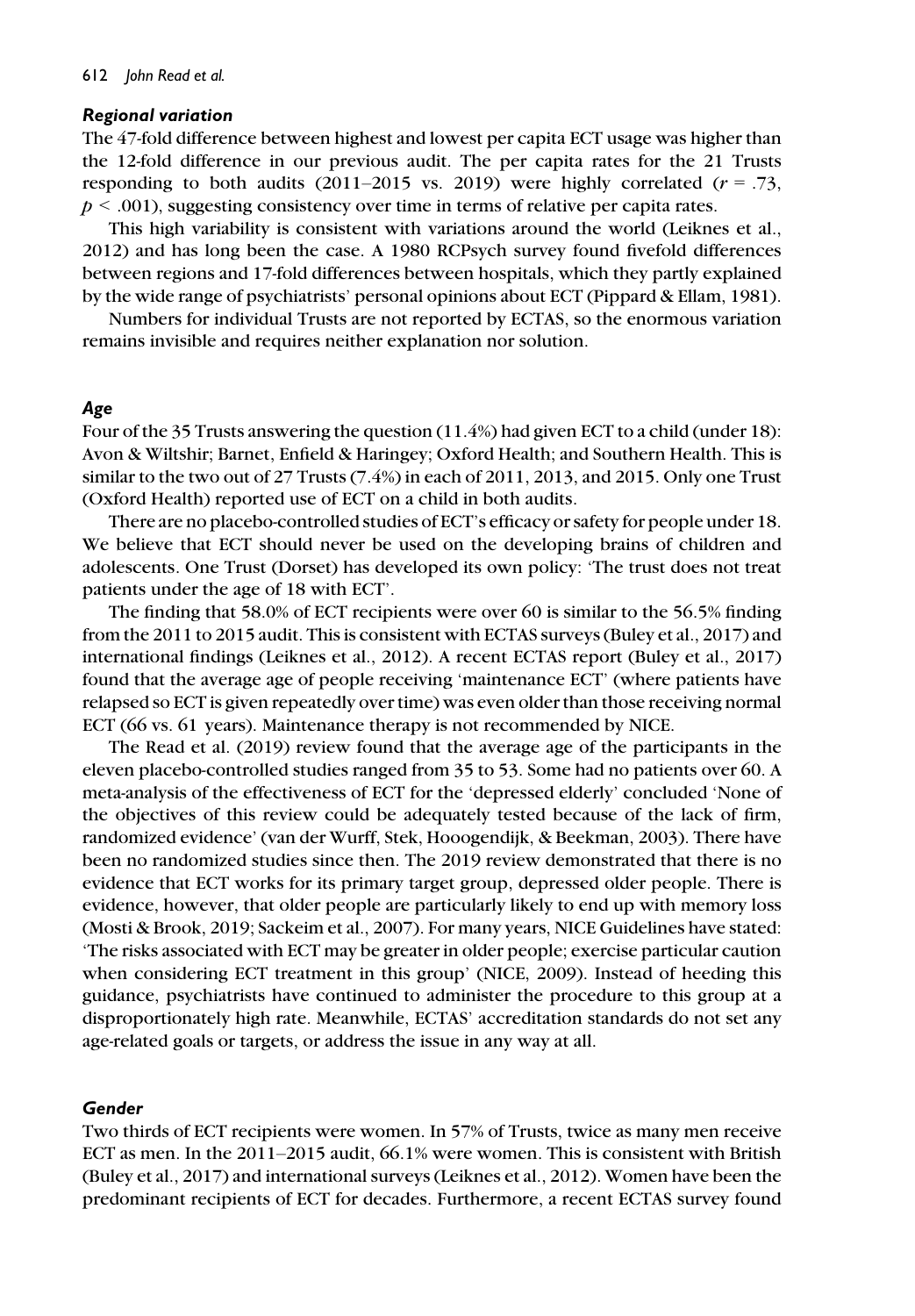### *Regional variation*

The 47-fold difference between highest and lowest per capita ECT usage was higher than the 12-fold difference in our previous audit. The per capita rates for the 21 Trusts responding to both audits (2011–2015 vs. 2019) were highly correlated ($r = .73$, $p < .001$), suggesting consistency over time in terms of relative per capita rates.

This high variability is consistent with variations around the world (Leiknes et al., 2012) and has long been the case. A 1980 RCPsych survey found fivefold differences between regions and 17-fold differences between hospitals, which they partly explained by the wide range of psychiatrists' personal opinions about ECT (Pippard & Ellam, 1981).

Numbers for individual Trusts are not reported by ECTAS, so the enormous variation remains invisible and requires neither explanation nor solution.

### *Age*

Four of the 35 Trusts answering the question (11.4%) had given ECT to a child (under 18): Avon & Wiltshir; Barnet, Enfield & Haringey; Oxford Health; and Southern Health. This is similar to the two out of 27 Trusts (7.4%) in each of 2011, 2013, and 2015. Only one Trust (Oxford Health) reported use of ECT on a child in both audits.

There are no placebo-controlled studies of ECT's efficacy or safety for people under 18. We believe that ECT should never be used on the developing brains of children and adolescents. One Trust (Dorset) has developed its own policy: 'The trust does not treat patients under the age of 18 with ECT'.

The finding that 58.0% of ECT recipients were over 60 is similar to the 56.5% finding from the 2011 to 2015 audit. This is consistent with ECTAS surveys (Buley et al., 2017) and international findings (Leiknes et al., 2012). A recent ECTAS report (Buley et al., 2017) found that the average age of people receiving 'maintenance ECT' (where patients have relapsed so ECT is given repeatedly over time) was even older than those receiving normal ECT (66 vs. 61 years). Maintenance therapy is not recommended by NICE.

The Read et al. (2019) review found that the average age of the participants in the eleven placebo-controlled studies ranged from 35 to 53. Some had no patients over 60. A meta-analysis of the effectiveness of ECT for the 'depressed elderly' concluded 'None of the objectives of this review could be adequately tested because of the lack of firm, randomized evidence' (van der Wurff, Stek, Hooogendijk, & Beekman, 2003). There have been no randomized studies since then. The 2019 review demonstrated that there is no evidence that ECT works for its primary target group, depressed older people. There is evidence, however, that older people are particularly likely to end up with memory loss (Mosti & Brook, 2019; Sackeim et al., 2007). For many years, NICE Guidelines have stated: 'The risks associated with ECT may be greater in older people; exercise particular caution when considering ECT treatment in this group' (NICE, 2009). Instead of heeding this guidance, psychiatrists have continued to administer the procedure to this group at a disproportionately high rate. Meanwhile, ECTAS' accreditation standards do not set any age-related goals or targets, or address the issue in any way at all.

### *Gender*

Two thirds of ECT recipients were women. In 57% of Trusts, twice as many men receive ECT as men. In the 2011–2015 audit, 66.1% were women. This is consistent with British (Buley et al., 2017) and international surveys (Leiknes et al., 2012). Women have been the predominant recipients of ECT for decades. Furthermore, a recent ECTAS survey found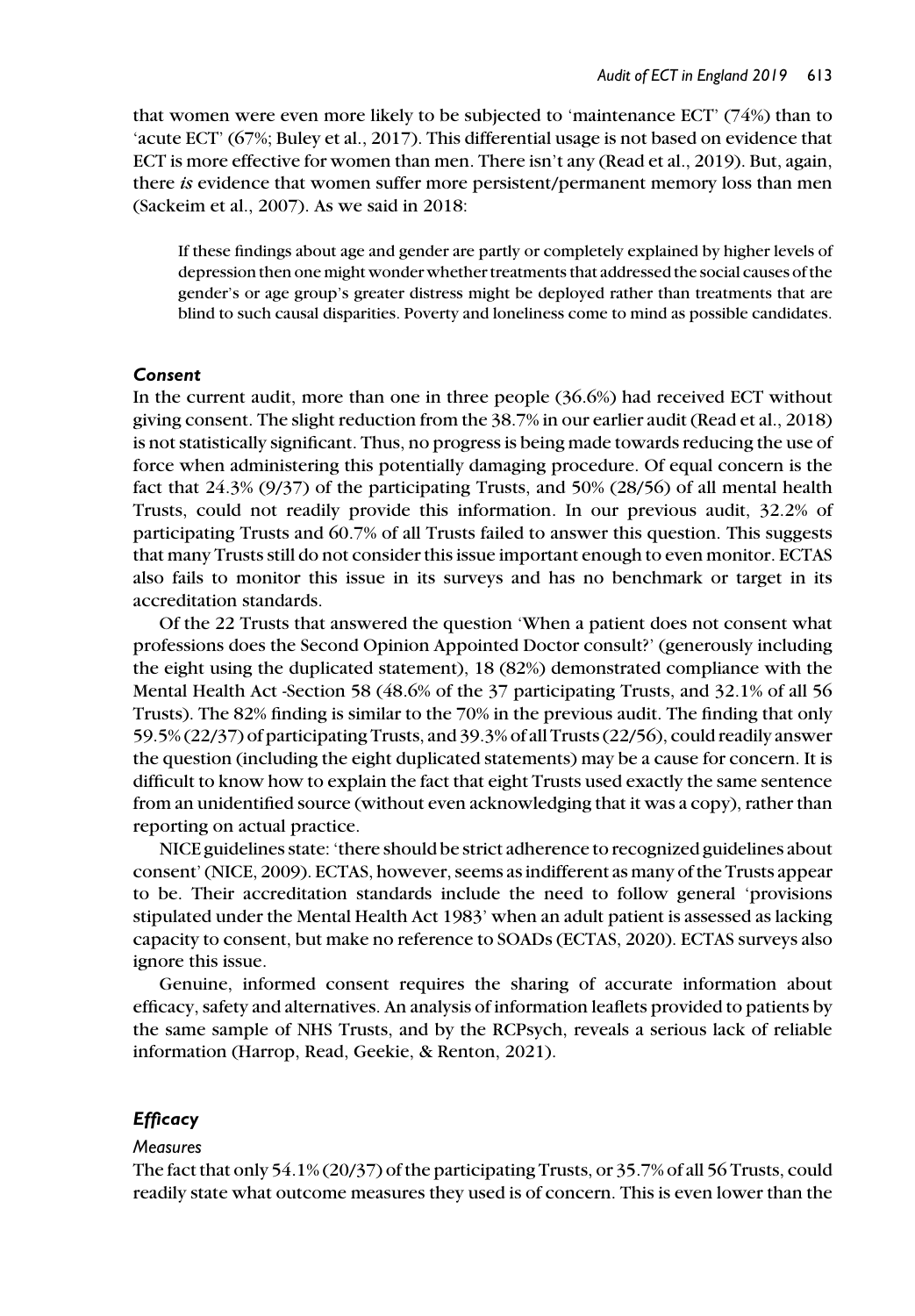that women were even more likely to be subjected to 'maintenance ECT' (74%) than to 'acute ECT' (67%; Buley et al., 2017). This differential usage is not based on evidence that ECT is more effective for women than men. There isn't any (Read et al., 2019). But, again, there *is* evidence that women suffer more persistent/permanent memory loss than men (Sackeim et al., 2007). As we said in 2018:

> If these findings about age and gender are partly or completely explained by higher levels of depression then one might wonder whether treatments that addressed the social causes of the gender's or age group's greater distress might be deployed rather than treatments that are blind to such causal disparities. Poverty and loneliness come to mind as possible candidates.

### *Consent*

In the current audit, more than one in three people (36.6%) had received ECT without giving consent. The slight reduction from the 38.7% in our earlier audit (Read et al., 2018) is not statistically significant. Thus, no progress is being made towards reducing the use of force when administering this potentially damaging procedure. Of equal concern is the fact that 24.3% (9/37) of the participating Trusts, and 50% (28/56) of all mental health Trusts, could not readily provide this information. In our previous audit, 32.2% of participating Trusts and 60.7% of all Trusts failed to answer this question. This suggests that many Trusts still do not consider this issue important enough to even monitor. ECTAS also fails to monitor this issue in its surveys and has no benchmark or target in its accreditation standards.

Of the 22 Trusts that answered the question 'When a patient does not consent what professions does the Second Opinion Appointed Doctor consult?' (generously including the eight using the duplicated statement), 18 (82%) demonstrated compliance with the Mental Health Act -Section 58 (48.6% of the 37 participating Trusts, and 32.1% of all 56 Trusts). The 82% finding is similar to the 70% in the previous audit. The finding that only 59.5% (22/37) of participating Trusts, and 39.3% of all Trusts (22/56), could readily answer the question (including the eight duplicated statements) may be a cause for concern. It is difficult to know how to explain the fact that eight Trusts used exactly the same sentence from an unidentified source (without even acknowledging that it was a copy), rather than reporting on actual practice.

NICE guidelines state: 'there should be strict adherence to recognized guidelines about consent' (NICE, 2009). ECTAS, however, seems as indifferent as many of the Trusts appear to be. Their accreditation standards include the need to follow general 'provisions stipulated under the Mental Health Act 1983' when an adult patient is assessed as lacking capacity to consent, but make no reference to SOADs (ECTAS, 2020). ECTAS surveys also ignore this issue.

Genuine, informed consent requires the sharing of accurate information about efficacy, safety and alternatives. An analysis of information leaflets provided to patients by the same sample of NHS Trusts, and by the RCPsych, reveals a serious lack of reliable information (Harrop, Read, Geekie, & Renton, 2021).

### *Efficacy*

#### *Measures*

The fact that only 54.1% (20/37) of the participating Trusts, or 35.7% of all 56 Trusts, could readily state what outcome measures they used is of concern. This is even lower than the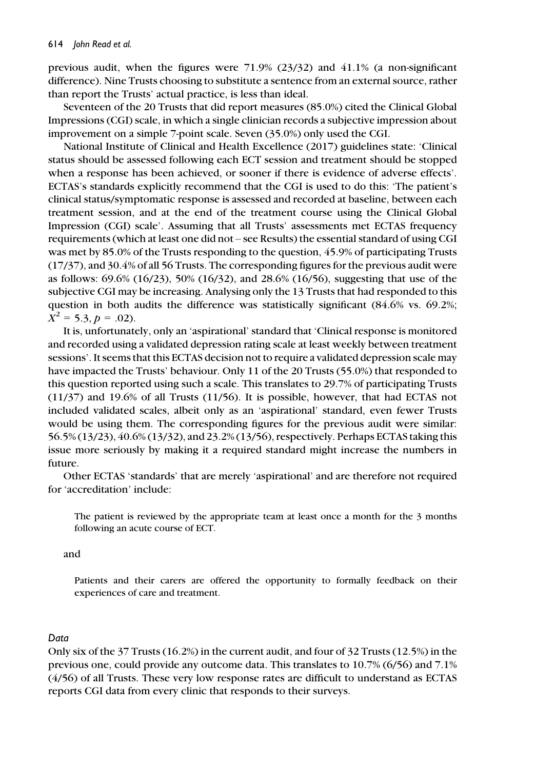previous audit, when the figures were 71.9% (23/32) and 41.1% (a non-significant difference). Nine Trusts choosing to substitute a sentence from an external source, rather than report the Trusts' actual practice, is less than ideal.

Seventeen of the 20 Trusts that did report measures (85.0%) cited the Clinical Global Impressions (CGI) scale, in which a single clinician records a subjective impression about improvement on a simple 7-point scale. Seven (35.0%) only used the CGI.

National Institute of Clinical and Health Excellence (2017) guidelines state: 'Clinical status should be assessed following each ECT session and treatment should be stopped when a response has been achieved, or sooner if there is evidence of adverse effects'. ECTAS's standards explicitly recommend that the CGI is used to do this: 'The patient's clinical status/symptomatic response is assessed and recorded at baseline, between each treatment session, and at the end of the treatment course using the Clinical Global Impression (CGI) scale'. Assuming that all Trusts' assessments met ECTAS frequency requirements (which at least one did not – see Results) the essential standard of using CGI was met by 85.0% of the Trusts responding to the question, 45.9% of participating Trusts (17/37), and 30.4% of all 56 Trusts. The corresponding figures for the previous audit were as follows: 69.6% (16/23), 50% (16/32), and 28.6% (16/56), suggesting that use of the subjective CGI may be increasing. Analysing only the 13 Trusts that had responded to this question in both audits the difference was statistically significant (84.6% vs. 69.2%; $X^2 = 5.3$, $p = .02$).

It is, unfortunately, only an 'aspirational' standard that 'Clinical response is monitored and recorded using a validated depression rating scale at least weekly between treatment sessions'. It seems that this ECTAS decision not to require a validated depression scale may have impacted the Trusts' behaviour. Only 11 of the 20 Trusts (55.0%) that responded to this question reported using such a scale. This translates to 29.7% of participating Trusts (11/37) and 19.6% of all Trusts (11/56). It is possible, however, that had ECTAS not included validated scales, albeit only as an 'aspirational' standard, even fewer Trusts would be using them. The corresponding figures for the previous audit were similar: 56.5% (13/23), 40.6% (13/32), and 23.2% (13/56), respectively. Perhaps ECTAS taking this issue more seriously by making it a required standard might increase the numbers in future.

Other ECTAS 'standards' that are merely 'aspirational' and are therefore not required for 'accreditation' include:

> The patient is reviewed by the appropriate team at least once a month for the 3 months following an acute course of ECT.

and

> Patients and their carers are offered the opportunity to formally feedback on their experiences of care and treatment.

### *Data*

Only six of the 37 Trusts (16.2%) in the current audit, and four of 32 Trusts (12.5%) in the previous one, could provide any outcome data. This translates to 10.7% (6/56) and 7.1% (4/56) of all Trusts. These very low response rates are difficult to understand as ECTAS reports CGI data from every clinic that responds to their surveys.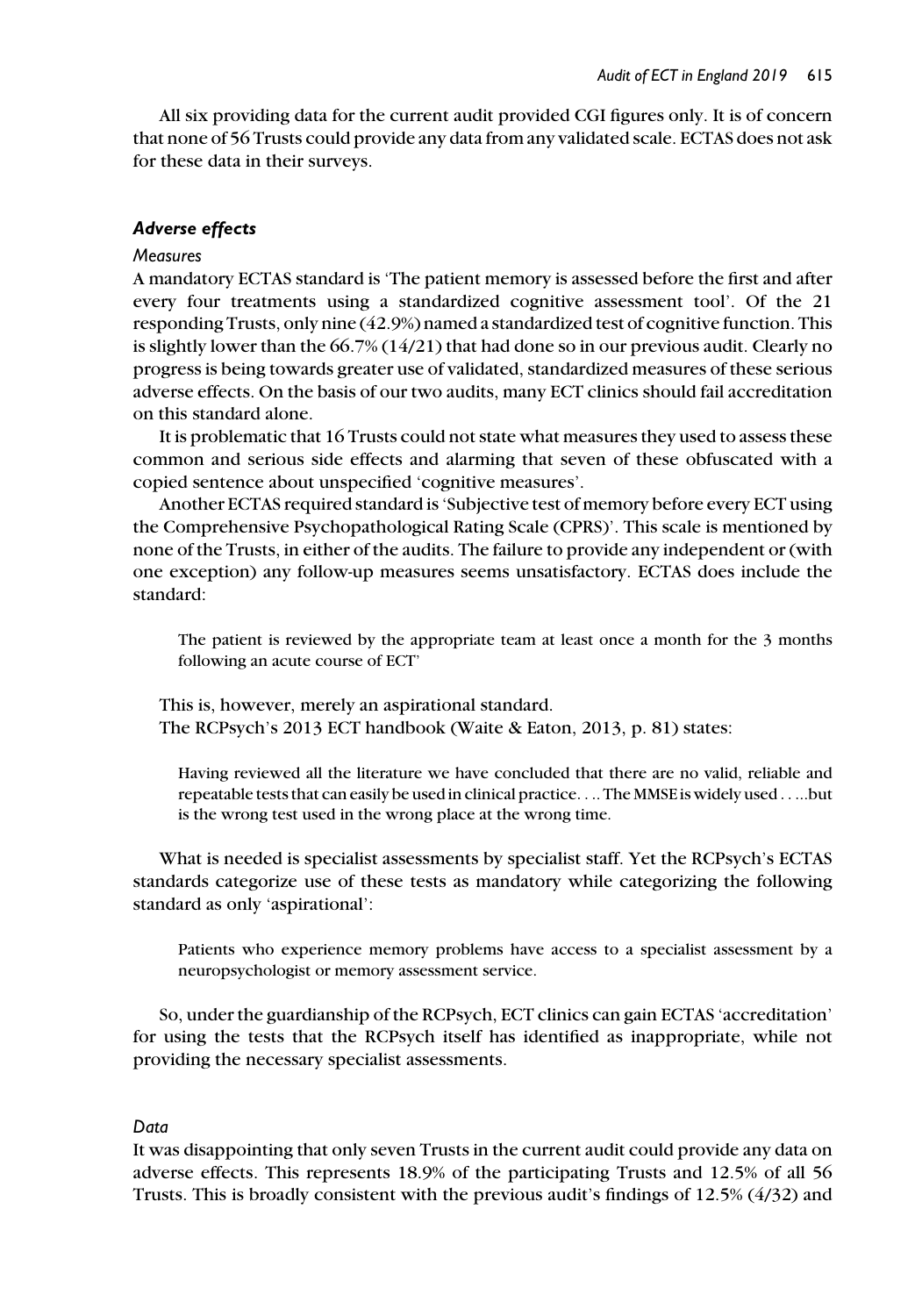All six providing data for the current audit provided CGI figures only. It is of concern that none of 56 Trusts could provide any data from any validated scale. ECTAS does not ask for these data in their surveys.

### *Adverse effects*

#### *Measures*

A mandatory ECTAS standard is 'The patient memory is assessed before the first and after every four treatments using a standardized cognitive assessment tool'. Of the 21 responding Trusts, only nine (42.9%) named a standardized test of cognitive function. This is slightly lower than the 66.7% (14/21) that had done so in our previous audit. Clearly no progress is being towards greater use of validated, standardized measures of these serious adverse effects. On the basis of our two audits, many ECT clinics should fail accreditation on this standard alone.

It is problematic that 16 Trusts could not state what measures they used to assess these common and serious side effects and alarming that seven of these obfuscated with a copied sentence about unspecified 'cognitive measures'.

Another ECTAS required standard is 'Subjective test of memory before every ECT using the Comprehensive Psychopathological Rating Scale (CPRS)'. This scale is mentioned by none of the Trusts, in either of the audits. The failure to provide any independent or (with one exception) any follow-up measures seems unsatisfactory. ECTAS does include the standard:

> The patient is reviewed by the appropriate team at least once a month for the 3 months following an acute course of ECT'

This is, however, merely an aspirational standard.

The RCPsych's 2013 ECT handbook (Waite & Eaton, 2013, p. 81) states:

> Having reviewed all the literature we have concluded that there are no valid, reliable and repeatable tests that can easily be used in clinical practice. . .. The MMSE is widely used . . ...but is the wrong test used in the wrong place at the wrong time.

What is needed is specialist assessments by specialist staff. Yet the RCPsych's ECTAS standards categorize use of these tests as mandatory while categorizing the following standard as only 'aspirational':

> Patients who experience memory problems have access to a specialist assessment by a neuropsychologist or memory assessment service.

So, under the guardianship of the RCPsych, ECT clinics can gain ECTAS 'accreditation' for using the tests that the RCPsych itself has identified as inappropriate, while not providing the necessary specialist assessments.

#### *Data*

It was disappointing that only seven Trusts in the current audit could provide any data on adverse effects. This represents 18.9% of the participating Trusts and 12.5% of all 56 Trusts. This is broadly consistent with the previous audit's findings of 12.5% (4/32) and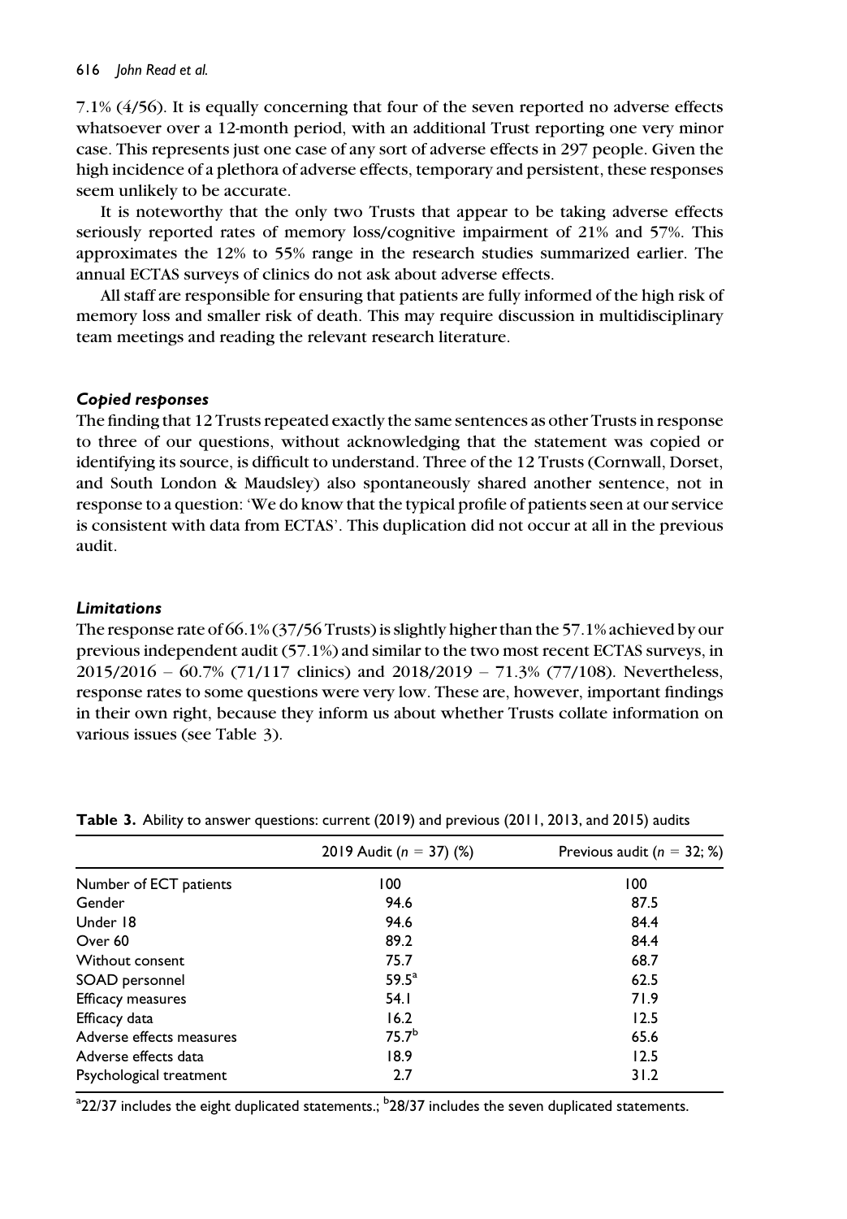7.1% (4/56). It is equally concerning that four of the seven reported no adverse effects whatsoever over a 12-month period, with an additional Trust reporting one very minor case. This represents just one case of any sort of adverse effects in 297 people. Given the high incidence of a plethora of adverse effects, temporary and persistent, these responses seem unlikely to be accurate.

It is noteworthy that the only two Trusts that appear to be taking adverse effects seriously reported rates of memory loss/cognitive impairment of 21% and 57%. This approximates the 12% to 55% range in the research studies summarized earlier. The annual ECTAS surveys of clinics do not ask about adverse effects.

All staff are responsible for ensuring that patients are fully informed of the high risk of memory loss and smaller risk of death. This may require discussion in multidisciplinary team meetings and reading the relevant research literature.

### *Copied responses*

The finding that 12 Trusts repeated exactly the same sentences as other Trusts in response to three of our questions, without acknowledging that the statement was copied or identifying its source, is difficult to understand. Three of the 12 Trusts (Cornwall, Dorset, and South London & Maudsley) also spontaneously shared another sentence, not in response to a question: 'We do know that the typical profile of patients seen at our service is consistent with data from ECTAS'. This duplication did not occur at all in the previous audit.

### *Limitations*

The response rate of 66.1% (37/56 Trusts) is slightly higher than the 57.1% achieved by our previous independent audit (57.1%) and similar to the two most recent ECTAS surveys, in 2015/2016 – 60.7% (71/117 clinics) and 2018/2019 – 71.3% (77/108). Nevertheless, response rates to some questions were very low. These are, however, important findings in their own right, because they inform us about whether Trusts collate information on various issues (see Table 3).

**Table 3.** Ability to answer questions: current (2019) and previous (2011, 2013, and 2015) audits

| | 2019 Audit ($n$ = 37) (%) | Previous audit ($n$ = 32; %) |
|---|---|---|
| Number of ECT patients | 100 | 100 |
| Gender | 94.6 | 87.5 |
| Under 18 | 94.6 | 84.4 |
| Over 60 | 89.2 | 84.4 |
| Without consent | 75.7 | 68.7 |
| SOAD personnel | 59.5[a] | 62.5 |
| Efficacy measures | 54.1 | 71.9 |
| Efficacy data | 16.2 | 12.5 |
| Adverse effects measures | 75.7[b] | 65.6 |
| Adverse effects data | 18.9 | 12.5 |
| Psychological treatment | 2.7 | 31.2 |

[a]22/37 includes the eight duplicated statements.; [b]28/37 includes the seven duplicated statements.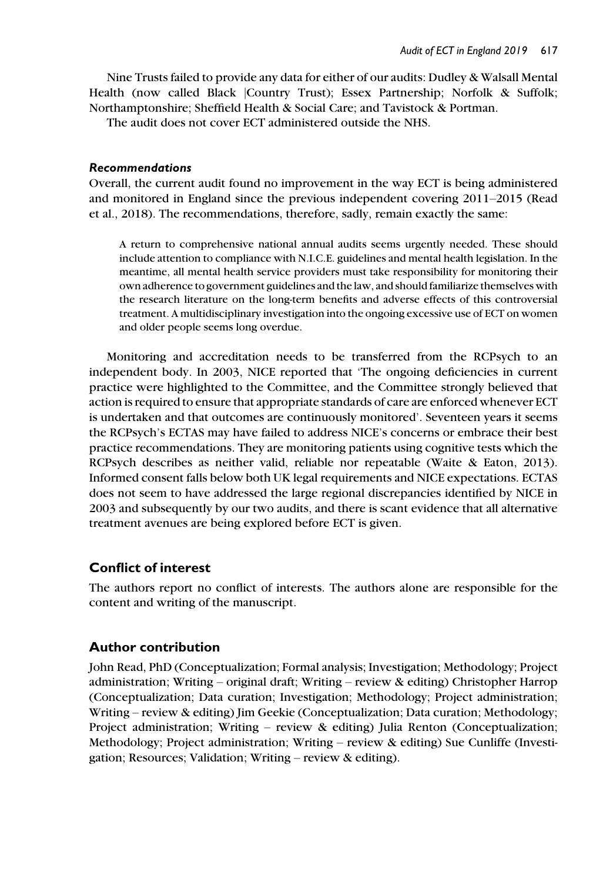Nine Trusts failed to provide any data for either of our audits: Dudley & Walsall Mental Health (now called Black |Country Trust); Essex Partnership; Norfolk & Suffolk; Northamptonshire; Sheffield Health & Social Care; and Tavistock & Portman.

The audit does not cover ECT administered outside the NHS.

### *Recommendations*

Overall, the current audit found no improvement in the way ECT is being administered and monitored in England since the previous independent covering 2011–2015 (Read et al., 2018). The recommendations, therefore, sadly, remain exactly the same:

> A return to comprehensive national annual audits seems urgently needed. These should include attention to compliance with N.I.C.E. guidelines and mental health legislation. In the meantime, all mental health service providers must take responsibility for monitoring their own adherence to government guidelines and the law, and should familiarize themselves with the research literature on the long-term benefits and adverse effects of this controversial treatment. A multidisciplinary investigation into the ongoing excessive use of ECT on women and older people seems long overdue.

Monitoring and accreditation needs to be transferred from the RCPsych to an independent body. In 2003, NICE reported that 'The ongoing deficiencies in current practice were highlighted to the Committee, and the Committee strongly believed that action is required to ensure that appropriate standards of care are enforced whenever ECT is undertaken and that outcomes are continuously monitored'. Seventeen years it seems the RCPsych's ECTAS may have failed to address NICE's concerns or embrace their best practice recommendations. They are monitoring patients using cognitive tests which the RCPsych describes as neither valid, reliable nor repeatable (Waite & Eaton, 2013). Informed consent falls below both UK legal requirements and NICE expectations. ECTAS does not seem to have addressed the large regional discrepancies identified by NICE in 2003 and subsequently by our two audits, and there is scant evidence that all alternative treatment avenues are being explored before ECT is given.

## Conflict of interest

The authors report no conflict of interests. The authors alone are responsible for the content and writing of the manuscript.

## Author contribution

John Read, PhD (Conceptualization; Formal analysis; Investigation; Methodology; Project administration; Writing – original draft; Writing – review & editing) Christopher Harrop (Conceptualization; Data curation; Investigation; Methodology; Project administration; Writing – review & editing) Jim Geekie (Conceptualization; Data curation; Methodology; Project administration; Writing – review & editing) Julia Renton (Conceptualization; Methodology; Project administration; Writing – review & editing) Sue Cunliffe (Investigation; Resources; Validation; Writing – review & editing).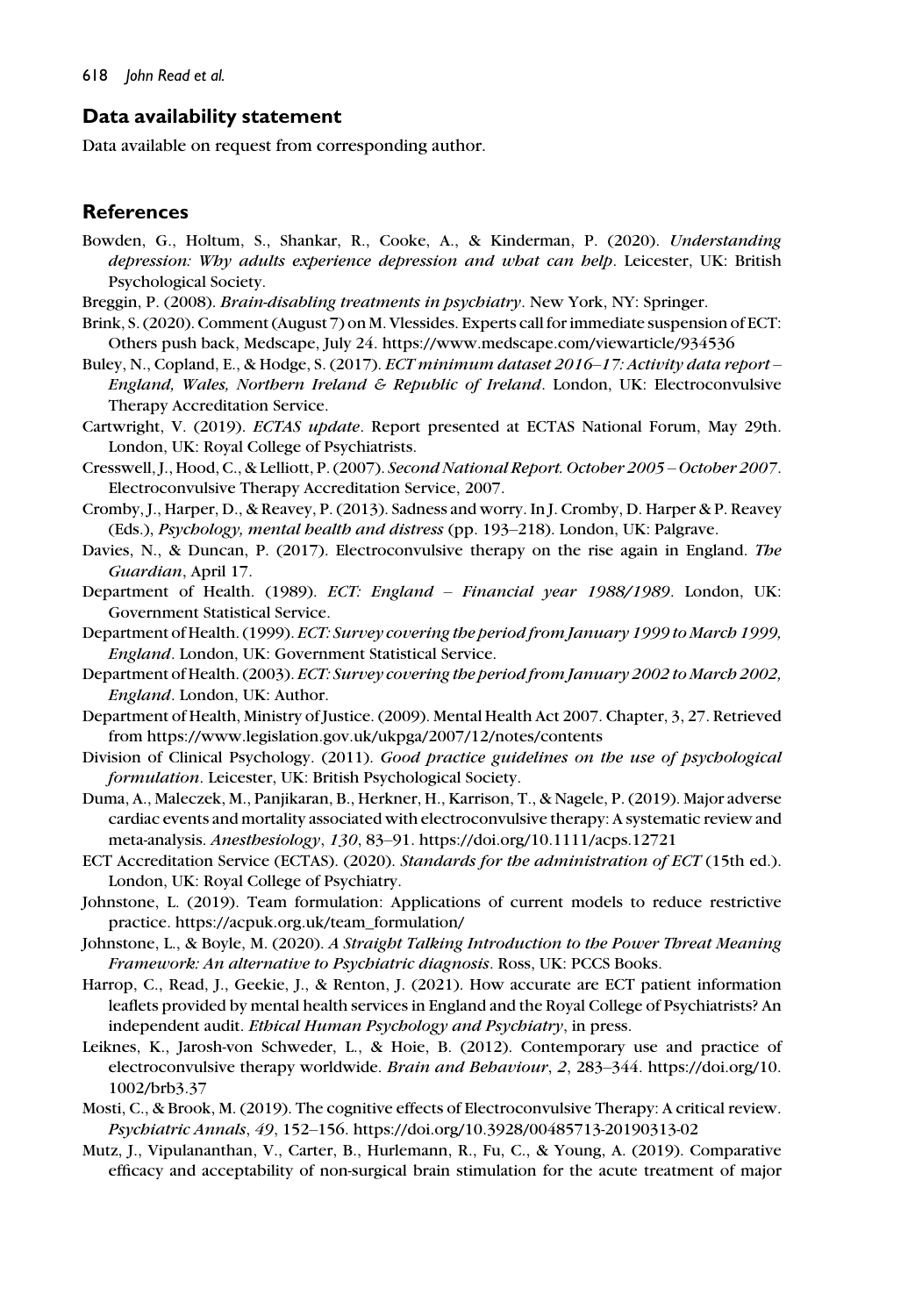## Data availability statement

Data available on request from corresponding author.

## References

Bowden, G., Holtum, S., Shankar, R., Cooke, A., & Kinderman, P. (2020). *Understanding depression: Why adults experience depression and what can help*. Leicester, UK: British Psychological Society.

Breggin, P. (2008). *Brain-disabling treatments in psychiatry*. New York, NY: Springer.

Brink, S. (2020). Comment (August 7) on M. Vlessides. Experts call for immediate suspension of ECT: Others push back, Medscape, July 24. https://www.medscape.com/viewarticle/934536

Buley, N., Copland, E., & Hodge, S. (2017). *ECT minimum dataset 2016–17: Activity data report – England, Wales, Northern Ireland & Republic of Ireland*. London, UK: Electroconvulsive Therapy Accreditation Service.

Cartwright, V. (2019). *ECTAS update*. Report presented at ECTAS National Forum, May 29th. London, UK: Royal College of Psychiatrists.

Cresswell, J., Hood, C., & Lelliott, P. (2007). *Second National Report. October 2005 – October 2007*. Electroconvulsive Therapy Accreditation Service, 2007.

Cromby, J., Harper, D., & Reavey, P. (2013). Sadness and worry. In J. Cromby, D. Harper & P. Reavey (Eds.), *Psychology, mental health and distress* (pp. 193–218). London, UK: Palgrave.

Davies, N., & Duncan, P. (2017). Electroconvulsive therapy on the rise again in England. *The Guardian*, April 17.

Department of Health. (1989). *ECT: England – Financial year 1988/1989*. London, UK: Government Statistical Service.

Department of Health. (1999). *ECT: Survey covering the period from January 1999 to March 1999, England*. London, UK: Government Statistical Service.

Department of Health. (2003). *ECT: Survey covering the period from January 2002 to March 2002, England*. London, UK: Author.

Department of Health, Ministry of Justice. (2009). Mental Health Act 2007. Chapter, 3, 27. Retrieved from https://www.legislation.gov.uk/ukpga/2007/12/notes/contents

Division of Clinical Psychology. (2011). *Good practice guidelines on the use of psychological formulation*. Leicester, UK: British Psychological Society.

Duma, A., Maleczek, M., Panjikaran, B., Herkner, H., Karrison, T., & Nagele, P. (2019). Major adverse cardiac events and mortality associated with electroconvulsive therapy: A systematic review and meta-analysis. *Anesthesiology*, *130*, 83–91. https://doi.org/10.1111/acps.12721

ECT Accreditation Service (ECTAS). (2020). *Standards for the administration of ECT* (15th ed.). London, UK: Royal College of Psychiatry.

Johnstone, L. (2019). Team formulation: Applications of current models to reduce restrictive practice. https://acpuk.org.uk/team_formulation/

Johnstone, L., & Boyle, M. (2020). *A Straight Talking Introduction to the Power Threat Meaning Framework: An alternative to Psychiatric diagnosis*. Ross, UK: PCCS Books.

Harrop, C., Read, J., Geekie, J., & Renton, J. (2021). How accurate are ECT patient information leaflets provided by mental health services in England and the Royal College of Psychiatrists? An independent audit. *Ethical Human Psychology and Psychiatry*, in press.

Leiknes, K., Jarosh-von Schweder, L., & Hoie, B. (2012). Contemporary use and practice of electroconvulsive therapy worldwide. *Brain and Behaviour*, *2*, 283–344. https://doi.org/10.1002/brb3.37

Mosti, C., & Brook, M. (2019). The cognitive effects of Electroconvulsive Therapy: A critical review. *Psychiatric Annals*, *49*, 152–156. https://doi.org/10.3928/00485713-20190313-02

Mutz, J., Vipulananthan, V., Carter, B., Hurlemann, R., Fu, C., & Young, A. (2019). Comparative efficacy and acceptability of non-surgical brain stimulation for the acute treatment of major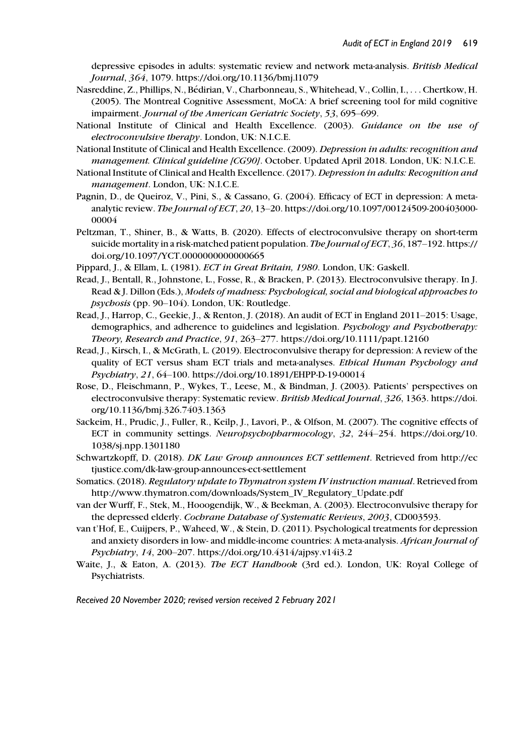depressive episodes in adults: systematic review and network meta-analysis. *British Medical Journal*, *364*, 1079. https://doi.org/10.1136/bmj.l1079

Nasreddine, Z., Phillips, N., Bédirian, V., Charbonneau, S., Whitehead, V., Collin, I., . . . Chertkow, H. (2005). The Montreal Cognitive Assessment, MoCA: A brief screening tool for mild cognitive impairment. *Journal of the American Geriatric Society*, *53*, 695–699.

National Institute of Clinical and Health Excellence. (2003). *Guidance on the use of electroconvulsive therapy*. London, UK: N.I.C.E.

National Institute of Clinical and Health Excellence. (2009). *Depression in adults: recognition and management. Clinical guideline [CG90]*. October. Updated April 2018. London, UK: N.I.C.E.

National Institute of Clinical and Health Excellence. (2017). *Depression in adults: Recognition and management*. London, UK: N.I.C.E.

Pagnin, D., de Queiroz, V., Pini, S., & Cassano, G. (2004). Efficacy of ECT in depression: A meta-analytic review. *The Journal of ECT*, *20*, 13–20. https://doi.org/10.1097/00124509-200403000-00004

Peltzman, T., Shiner, B., & Watts, B. (2020). Effects of electroconvulsive therapy on short-term suicide mortality in a risk-matched patient population. *The Journal of ECT*, *36*, 187–192. https://doi.org/10.1097/YCT.0000000000000665

Pippard, J., & Ellam, L. (1981). *ECT in Great Britain, 1980*. London, UK: Gaskell.

Read, J., Bentall, R., Johnstone, L., Fosse, R., & Bracken, P. (2013). Electroconvulsive therapy. In J. Read & J. Dillon (Eds.), *Models of madness: Psychological, social and biological approaches to psychosis* (pp. 90–104). London, UK: Routledge.

Read, J., Harrop, C., Geekie, J., & Renton, J. (2018). An audit of ECT in England 2011–2015: Usage, demographics, and adherence to guidelines and legislation. *Psychology and Psychotherapy: Theory, Research and Practice*, *91*, 263–277. https://doi.org/10.1111/papt.12160

Read, J., Kirsch, I., & McGrath, L. (2019). Electroconvulsive therapy for depression: A review of the quality of ECT versus sham ECT trials and meta-analyses. *Ethical Human Psychology and Psychiatry*, *21*, 64–100. https://doi.org/10.1891/EHPP-D-19-00014

Rose, D., Fleischmann, P., Wykes, T., Leese, M., & Bindman, J. (2003). Patients' perspectives on electroconvulsive therapy: Systematic review. *British Medical Journal*, *326*, 1363. https://doi.org/10.1136/bmj.326.7403.1363

Sackeim, H., Prudic, J., Fuller, R., Keilp, J., Lavori, P., & Olfson, M. (2007). The cognitive effects of ECT in community settings. *Neuropsychopharmocology*, *32*, 244–254. https://doi.org/10.1038/sj.npp.1301180

Schwartzkopff, D. (2018). *DK Law Group announces ECT settlement*. Retrieved from http://ectjustice.com/dk-law-group-announces-ect-settlement

Somatics. (2018). *Regulatory update to Thymatron system IV instruction manual*. Retrieved from http://www.thymatron.com/downloads/System_IV_Regulatory_Update.pdf

van der Wurff, F., Stek, M., Hooogendijk, W., & Beekman, A. (2003). Electroconvulsive therapy for the depressed elderly. *Cochrane Database of Systematic Reviews*, *2003*, CD003593.

van t'Hof, E., Cuijpers, P., Waheed, W., & Stein, D. (2011). Psychological treatments for depression and anxiety disorders in low- and middle-income countries: A meta-analysis. *African Journal of Psychiatry*, *14*, 200–207. https://doi.org/10.4314/ajpsy.v14i3.2

Waite, J., & Eaton, A. (2013). *The ECT Handbook* (3rd ed.). London, UK: Royal College of Psychiatrists.

*Received 20 November 2020; revised version received 2 February 2021*